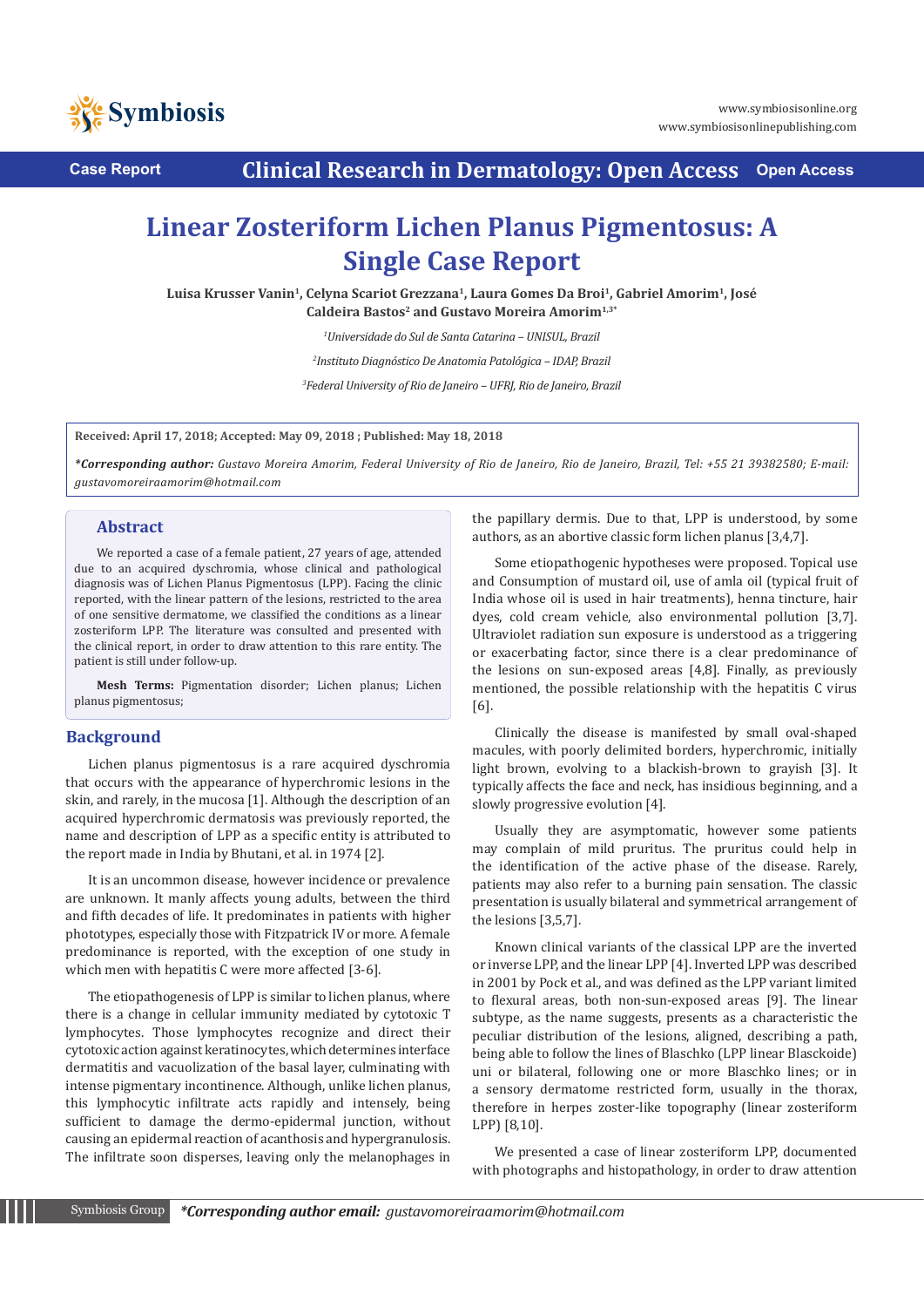Case Report

Clinical Research in Dermatology: Open Access

Open Access

# Linear Zosteriform Lichen Planus Pigmentosus: A Single Case Report

**Luisa Krusser Vanin[1], Celyna Scariot Grezzana[1], Laura Gomes Da Broi[1], Gabriel Amorim[1], José Caldeira Bastos[2] and Gustavo Moreira Amorim[1,3*]**

[1]*Universidade do Sul de Santa Catarina – UNISUL, Brazil*

[2]*Instituto Diagnóstico De Anatomia Patológica – IDAP, Brazil*

[3]*Federal University of Rio de Janeiro – UFRJ, Rio de Janeiro, Brazil*

**Received: April 17, 2018; Accepted: May 09, 2018 ; Published: May 18, 2018**

***Corresponding author:** *Gustavo Moreira Amorim, Federal University of Rio de Janeiro, Rio de Janeiro, Brazil, Tel: +55 21 39382580; E-mail: gustavomoreiraamorim@hotmail.com*

## Abstract

We reported a case of a female patient, 27 years of age, attended due to an acquired dyschromia, whose clinical and pathological diagnosis was of Lichen Planus Pigmentosus (LPP). Facing the clinic reported, with the linear pattern of the lesions, restricted to the area of one sensitive dermatome, we classified the conditions as a linear zosteriform LPP. The literature was consulted and presented with the clinical report, in order to draw attention to this rare entity. The patient is still under follow-up.

**Mesh Terms:** Pigmentation disorder; Lichen planus; Lichen planus pigmentosus;

## Background

Lichen planus pigmentosus is a rare acquired dyschromia that occurs with the appearance of hyperchromic lesions in the skin, and rarely, in the mucosa [1]. Although the description of an acquired hyperchromic dermatosis was previously reported, the name and description of LPP as a specific entity is attributed to the report made in India by Bhutani, et al. in 1974 [2].

It is an uncommon disease, however incidence or prevalence are unknown. It manly affects young adults, between the third and fifth decades of life. It predominates in patients with higher phototypes, especially those with Fitzpatrick IV or more. A female predominance is reported, with the exception of one study in which men with hepatitis C were more affected [3-6].

The etiopathogenesis of LPP is similar to lichen planus, where there is a change in cellular immunity mediated by cytotoxic T lymphocytes. Those lymphocytes recognize and direct their cytotoxic action against keratinocytes, which determines interface dermatitis and vacuolization of the basal layer, culminating with intense pigmentary incontinence. Although, unlike lichen planus, this lymphocytic infiltrate acts rapidly and intensely, being sufficient to damage the dermo-epidermal junction, without causing an epidermal reaction of acanthosis and hypergranulosis. The infiltrate soon disperses, leaving only the melanophages in the papillary dermis. Due to that, LPP is understood, by some authors, as an abortive classic form lichen planus [3,4,7].

Some etiopathogenic hypotheses were proposed. Topical use and Consumption of mustard oil, use of amla oil (typical fruit of India whose oil is used in hair treatments), henna tincture, hair dyes, cold cream vehicle, also environmental pollution [3,7]. Ultraviolet radiation sun exposure is understood as a triggering or exacerbating factor, since there is a clear predominance of the lesions on sun-exposed areas [4,8]. Finally, as previously mentioned, the possible relationship with the hepatitis C virus [6].

Clinically the disease is manifested by small oval-shaped macules, with poorly delimited borders, hyperchromic, initially light brown, evolving to a blackish-brown to grayish [3]. It typically affects the face and neck, has insidious beginning, and a slowly progressive evolution [4].

Usually they are asymptomatic, however some patients may complain of mild pruritus. The pruritus could help in the identification of the active phase of the disease. Rarely, patients may also refer to a burning pain sensation. The classic presentation is usually bilateral and symmetrical arrangement of the lesions [3,5,7].

Known clinical variants of the classical LPP are the inverted or inverse LPP, and the linear LPP [4]. Inverted LPP was described in 2001 by Pock et al., and was defined as the LPP variant limited to flexural areas, both non-sun-exposed areas [9]. The linear subtype, as the name suggests, presents as a characteristic the peculiar distribution of the lesions, aligned, describing a path, being able to follow the lines of Blaschko (LPP linear Blasckoide) uni or bilateral, following one or more Blaschko lines; or in a sensory dermatome restricted form, usually in the thorax, therefore in herpes zoster-like topography (linear zosteriform LPP) [8,10].

We presented a case of linear zosteriform LPP, documented with photographs and histopathology, in order to draw attention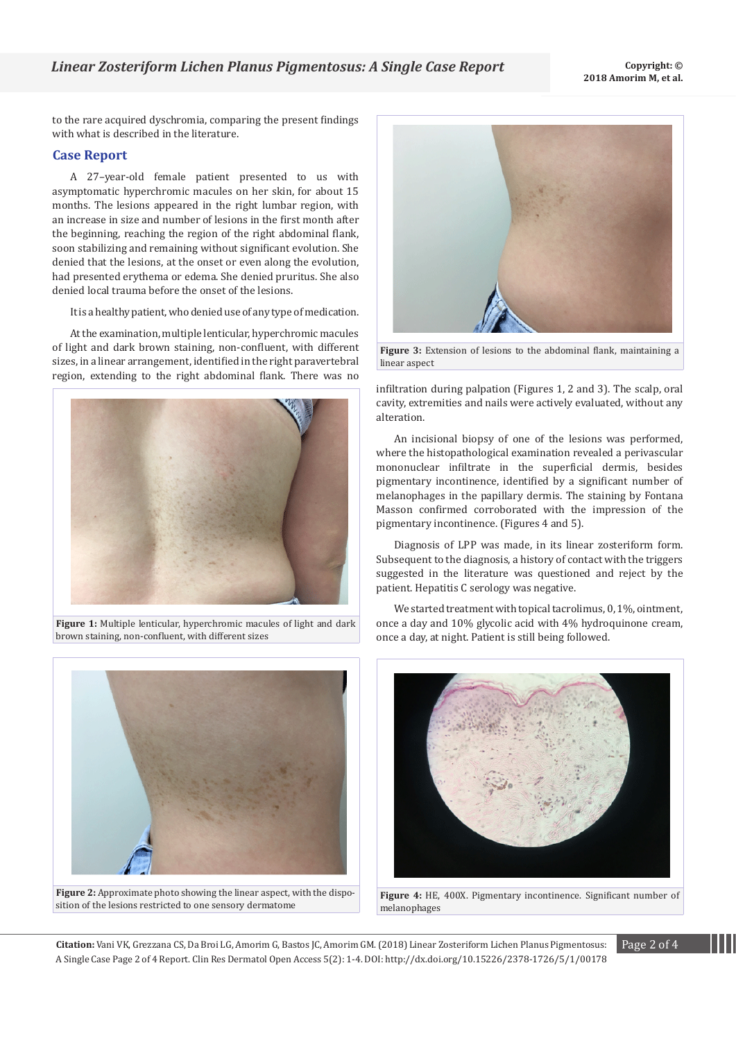to the rare acquired dyschromia, comparing the present findings with what is described in the literature.

## Case Report

A 27–year-old female patient presented to us with asymptomatic hyperchromic macules on her skin, for about 15 months. The lesions appeared in the right lumbar region, with an increase in size and number of lesions in the first month after the beginning, reaching the region of the right abdominal flank, soon stabilizing and remaining without significant evolution. She denied that the lesions, at the onset or even along the evolution, had presented erythema or edema. She denied pruritus. She also denied local trauma before the onset of the lesions.

It is a healthy patient, who denied use of any type of medication.

At the examination, multiple lenticular, hyperchromic macules of light and dark brown staining, non-confluent, with different sizes, in a linear arrangement, identified in the right paravertebral region, extending to the right abdominal flank. There was no infiltration during palpation (Figures 1, 2 and 3). The scalp, oral cavity, extremities and nails were actively evaluated, without any alteration.

**Figure 1:** Multiple lenticular, hyperchromic macules of light and dark brown staining, non-confluent, with different sizes

**Figure 2:** Approximate photo showing the linear aspect, with the disposition of the lesions restricted to one sensory dermatome

**Figure 3:** Extension of lesions to the abdominal flank, maintaining a linear aspect

An incisional biopsy of one of the lesions was performed, where the histopathological examination revealed a perivascular mononuclear infiltrate in the superficial dermis, besides pigmentary incontinence, identified by a significant number of melanophages in the papillary dermis. The staining by Fontana Masson confirmed corroborated with the impression of the pigmentary incontinence. (Figures 4 and 5).

Diagnosis of LPP was made, in its linear zosteriform form. Subsequent to the diagnosis, a history of contact with the triggers suggested in the literature was questioned and reject by the patient. Hepatitis C serology was negative.

We started treatment with topical tacrolimus, 0, 1%, ointment, once a day and 10% glycolic acid with 4% hydroquinone cream, once a day, at night. Patient is still being followed.

**Figure 4:** HE, 400X. Pigmentary incontinence. Significant number of melanophages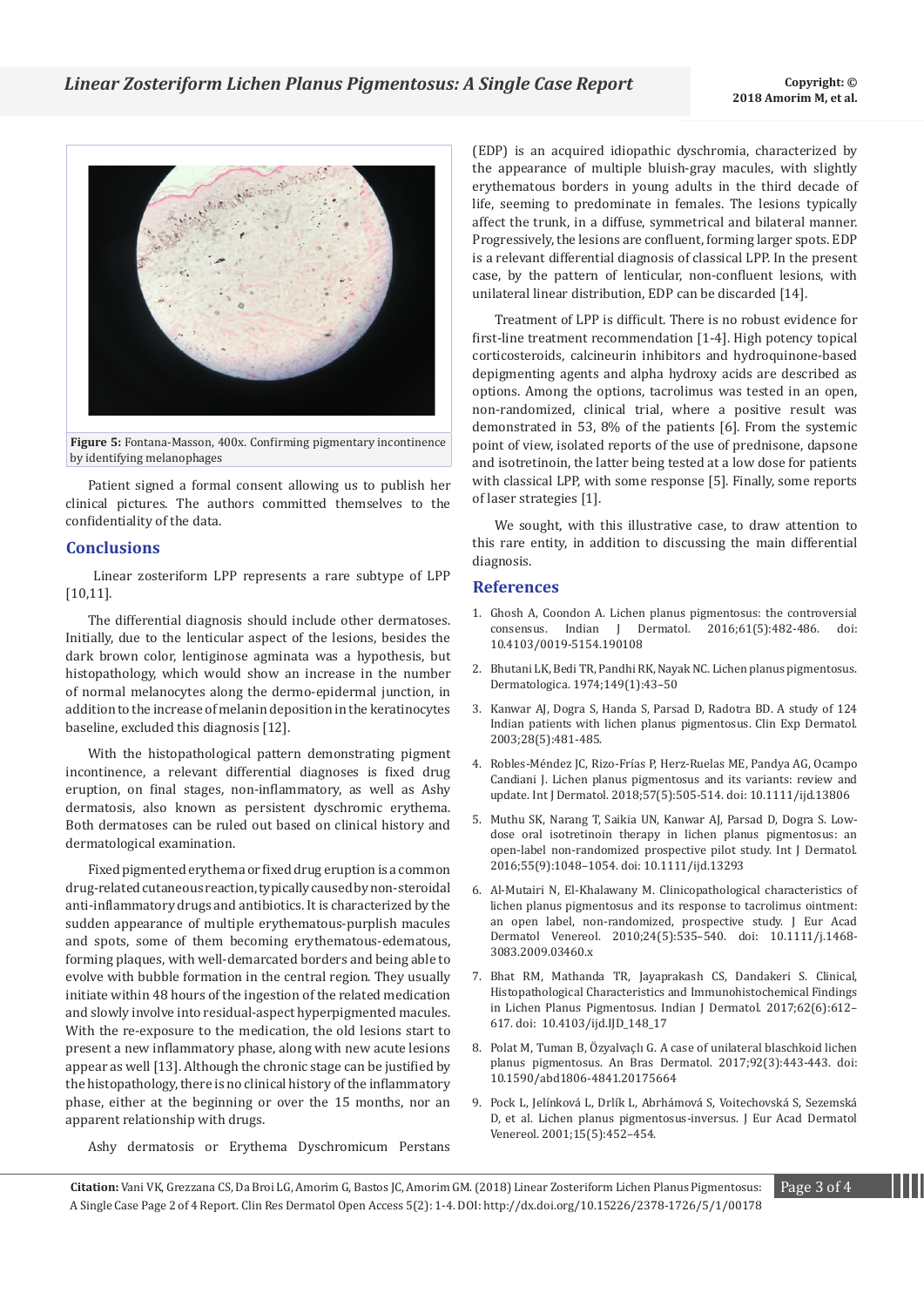Figure 5: Fontana-Masson, 400x. Confirming pigmentary incontinence by identifying melanophages

Patient signed a formal consent allowing us to publish her clinical pictures. The authors committed themselves to the confidentiality of the data.

## Conclusions

Linear zosteriform LPP represents a rare subtype of LPP [10,11].

The differential diagnosis should include other dermatoses. Initially, due to the lenticular aspect of the lesions, besides the dark brown color, lentiginose agminata was a hypothesis, but histopathology, which would show an increase in the number of normal melanocytes along the dermo-epidermal junction, in addition to the increase of melanin deposition in the keratinocytes baseline, excluded this diagnosis [12].

With the histopathological pattern demonstrating pigment incontinence, a relevant differential diagnoses is fixed drug eruption, on final stages, non-inflammatory, as well as Ashy dermatosis, also known as persistent dyschromic erythema. Both dermatoses can be ruled out based on clinical history and dermatological examination.

Fixed pigmented erythema or fixed drug eruption is a common drug-related cutaneous reaction, typically caused by non-steroidal anti-inflammatory drugs and antibiotics. It is characterized by the sudden appearance of multiple erythematous-purplish macules and spots, some of them becoming erythematous-edematous, forming plaques, with well-demarcated borders and being able to evolve with bubble formation in the central region. They usually initiate within 48 hours of the ingestion of the related medication and slowly involve into residual-aspect hyperpigmented macules. With the re-exposure to the medication, the old lesions start to present a new inflammatory phase, along with new acute lesions appear as well [13]. Although the chronic stage can be justified by the histopathology, there is no clinical history of the inflammatory phase, either at the beginning or over the 15 months, nor an apparent relationship with drugs.

Ashy dermatosis or Erythema Dyschromicum Perstans (EDP) is an acquired idiopathic dyschromia, characterized by the appearance of multiple bluish-gray macules, with slightly erythematous borders in young adults in the third decade of life, seeming to predominate in females. The lesions typically affect the trunk, in a diffuse, symmetrical and bilateral manner. Progressively, the lesions are confluent, forming larger spots. EDP is a relevant differential diagnosis of classical LPP. In the present case, by the pattern of lenticular, non-confluent lesions, with unilateral linear distribution, EDP can be discarded [14].

Treatment of LPP is difficult. There is no robust evidence for first-line treatment recommendation [1-4]. High potency topical corticosteroids, calcineurin inhibitors and hydroquinone-based depigmenting agents and alpha hydroxy acids are described as options. Among the options, tacrolimus was tested in an open, non-randomized, clinical trial, where a positive result was demonstrated in 53, 8% of the patients [6]. From the systemic point of view, isolated reports of the use of prednisone, dapsone and isotretinoin, the latter being tested at a low dose for patients with classical LPP, with some response [5]. Finally, some reports of laser strategies [1].

We sought, with this illustrative case, to draw attention to this rare entity, in addition to discussing the main differential diagnosis.

## References

1. Ghosh A, Coondon A. Lichen planus pigmentosus: the controversial consensus. Indian J Dermatol. 2016;61(5):482-486. doi: 10.4103/0019-5154.190108
2. Bhutani LK, Bedi TR, Pandhi RK, Nayak NC. Lichen planus pigmentosus. Dermatologica. 1974;149(1):43–50
3. Kanwar AJ, Dogra S, Handa S, Parsad D, Radotra BD. A study of 124 Indian patients with lichen planus pigmentosus. Clin Exp Dermatol. 2003;28(5):481-485.
4. Robles-Méndez JC, Rizo-Frías P, Herz-Ruelas ME, Pandya AG, Ocampo Candiani J. Lichen planus pigmentosus and its variants: review and update. Int J Dermatol. 2018;57(5):505-514. doi: 10.1111/ijd.13806
5. Muthu SK, Narang T, Saikia UN, Kanwar AJ, Parsad D, Dogra S. Low-dose oral isotretinoin therapy in lichen planus pigmentosus: an open-label non-randomized prospective pilot study. Int J Dermatol. 2016;55(9):1048–1054. doi: 10.1111/ijd.13293
6. Al-Mutairi N, El-Khalawany M. Clinicopathological characteristics of lichen planus pigmentosus and its response to tacrolimus ointment: an open label, non-randomized, prospective study. J Eur Acad Dermatol Venereol. 2010;24(5):535–540. doi: 10.1111/j.1468-3083.2009.03460.x
7. Bhat RM, Mathanda TR, Jayaprakash CS, Dandakeri S. Clinical, Histopathological Characteristics and Immunohistochemical Findings in Lichen Planus Pigmentosus. Indian J Dermatol. 2017;62(6):612–617. doi: 10.4103/ijd.IJD_148_17
8. Polat M, Tuman B, Özyalvaçlı G. A case of unilateral blaschkoid lichen planus pigmentosus. An Bras Dermatol. 2017;92(3):443-443. doi: 10.1590/abd1806-4841.20175664
9. Pock L, Jelínková L, Drlík L, Abrhámová S, Voitechovská S, Sezemská D, et al. Lichen planus pigmentosus-inversus. J Eur Acad Dermatol Venereol. 2001;15(5):452–454.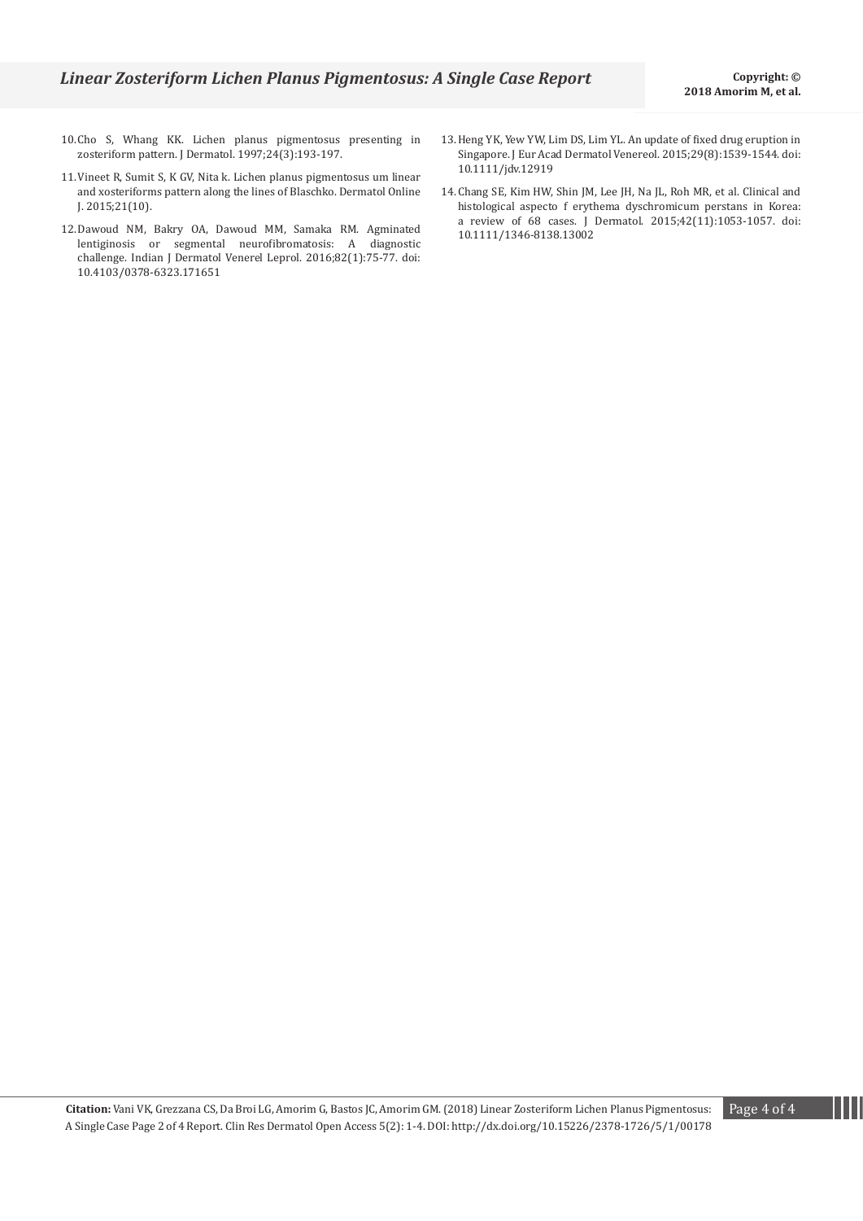10. Cho S, Whang KK. Lichen planus pigmentosus presenting in zosteriform pattern. J Dermatol. 1997;24(3):193-197.

11. Vineet R, Sumit S, K GV, Nita k. Lichen planus pigmentosus um linear and xosteriforms pattern along the lines of Blaschko. Dermatol Online J. 2015;21(10).

12. Dawoud NM, Bakry OA, Dawoud MM, Samaka RM. Agminated lentiginosis or segmental neurofibromatosis: A diagnostic challenge. Indian J Dermatol Venerel Leprol. 2016;82(1):75-77. doi: 10.4103/0378-6323.171651

13. Heng YK, Yew YW, Lim DS, Lim YL. An update of fixed drug eruption in Singapore. J Eur Acad Dermatol Venereol. 2015;29(8):1539-1544. doi: 10.1111/jdv.12919

14. Chang SE, Kim HW, Shin JM, Lee JH, Na JL, Roh MR, et al. Clinical and histological aspecto f erythema dyschromicum perstans in Korea: a review of 68 cases. J Dermatol. 2015;42(11):1053-1057. doi: 10.1111/1346-8138.13002